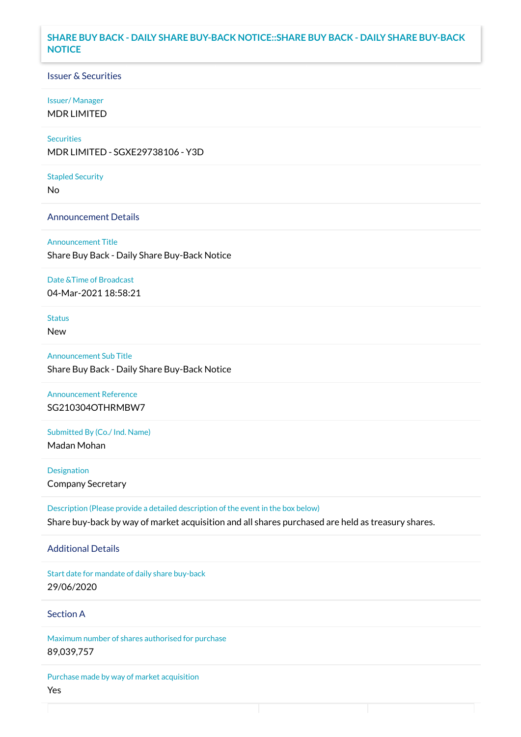# SHARE BUY BACK - DAILY SHARE BUY-BACK NOTICE::SHARE BUY BACK - DAILY SHARE BUY-BACK NOTICE

## Issuer & Securities

**Issuer/ Manager**
MDR LIMITED

**Securities**
MDR LIMITED - SGXE29738106 - Y3D

**Stapled Security**
No

## Announcement Details

**Announcement Title**
Share Buy Back - Daily Share Buy-Back Notice

**Date &Time of Broadcast**
04-Mar-2021 18:58:21

**Status**
New

**Announcement Sub Title**
Share Buy Back - Daily Share Buy-Back Notice

**Announcement Reference**
SG210304OTHRMBW7

**Submitted By (Co./ Ind. Name)**
Madan Mohan

**Designation**
Company Secretary

**Description (Please provide a detailed description of the event in the box below)**
Share buy-back by way of market acquisition and all shares purchased are held as treasury shares.

## Additional Details

**Start date for mandate of daily share buy-back**
29/06/2020

## Section A

**Maximum number of shares authorised for purchase**
89,039,757

**Purchase made by way of market acquisition**
Yes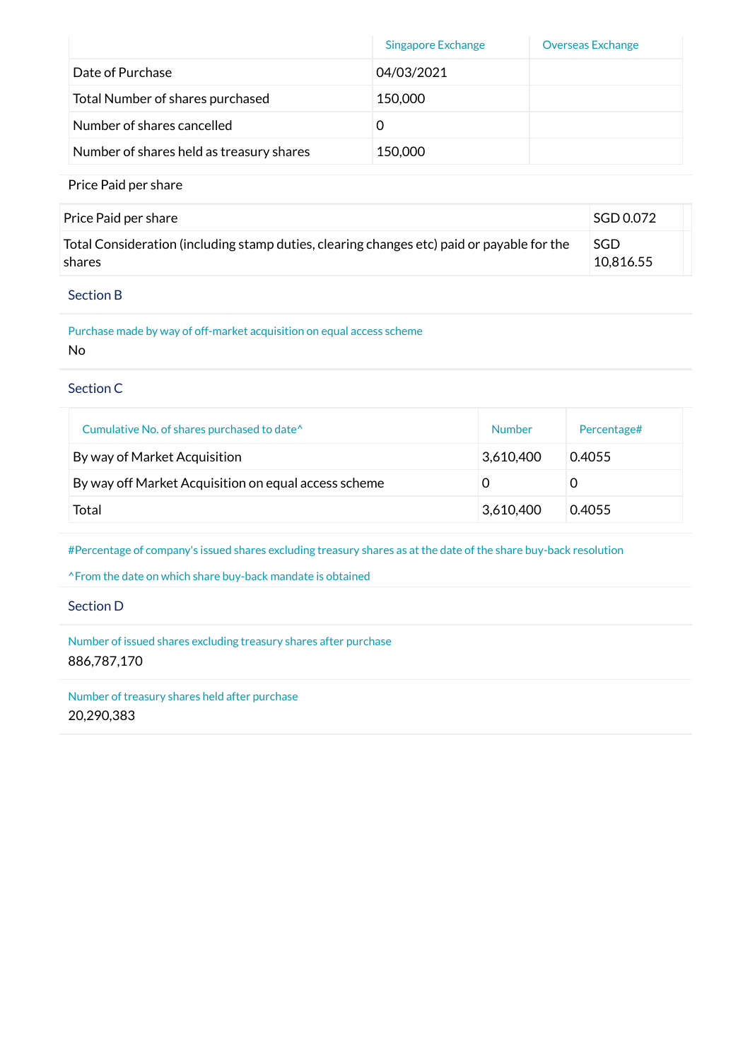| | Singapore Exchange | Overseas Exchange |
|---|---|---|
| Date of Purchase | 04/03/2021 | |
| Total Number of shares purchased | 150,000 | |
| Number of shares cancelled | 0 | |
| Number of shares held as treasury shares | 150,000 | |

Price Paid per share

| | |
|---|---|
| Price Paid per share | SGD 0.072 |
| Total Consideration (including stamp duties, clearing changes etc) paid or payable for the shares | SGD 10,816.55 |

## Section B

Purchase made by way of off-market acquisition on equal access scheme

No

## Section C

| Cumulative No. of shares purchased to date^ | Number | Percentage# |
|---|---|---|
| By way of Market Acquisition | 3,610,400 | 0.4055 |
| By way off Market Acquisition on equal access scheme | 0 | 0 |
| Total | 3,610,400 | 0.4055 |

#Percentage of company's issued shares excluding treasury shares as at the date of the share buy-back resolution

^From the date on which share buy-back mandate is obtained

## Section D

Number of issued shares excluding treasury shares after purchase

886,787,170

Number of treasury shares held after purchase

20,290,383